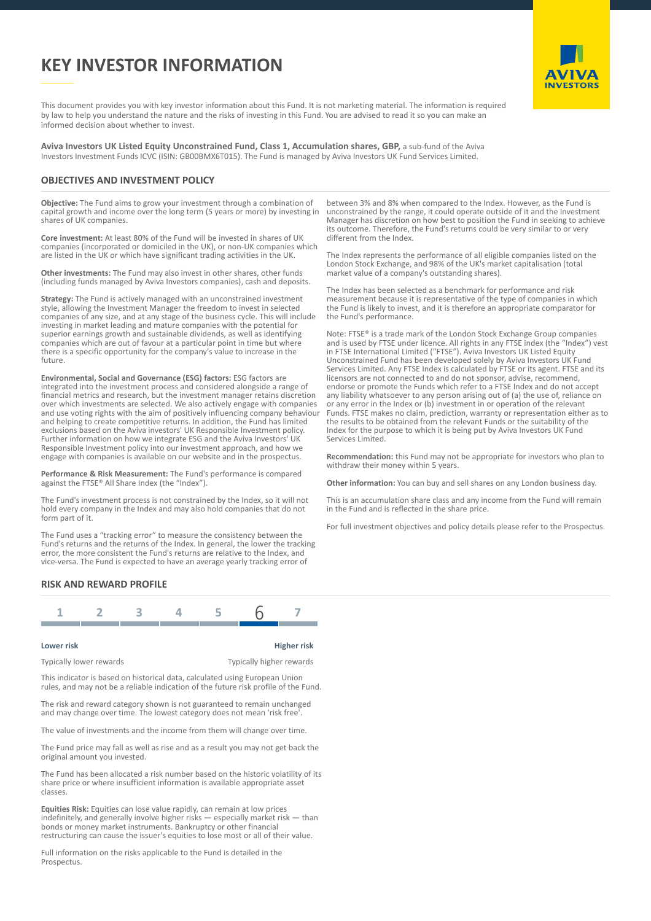# KEY INVESTOR INFORMATION

This document provides you with key investor information about this Fund. It is not marketing material. The information is required by law to help you understand the nature and the risks of investing in this Fund. You are advised to read it so you can make an informed decision about whether to invest.

**Aviva Investors UK Listed Equity Unconstrained Fund, Class 1, Accumulation shares, GBP,** a sub-fund of the Aviva Investors Investment Funds ICVC (ISIN: GB00BMX6T015). The Fund is managed by Aviva Investors UK Fund Services Limited.

## OBJECTIVES AND INVESTMENT POLICY

**Objective:** The Fund aims to grow your investment through a combination of capital growth and income over the long term (5 years or more) by investing in shares of UK companies.

**Core investment:** At least 80% of the Fund will be invested in shares of UK companies (incorporated or domiciled in the UK), or non-UK companies which are listed in the UK or which have significant trading activities in the UK.

**Other investments:** The Fund may also invest in other shares, other funds (including funds managed by Aviva Investors companies), cash and deposits.

**Strategy:** The Fund is actively managed with an unconstrained investment style, allowing the Investment Manager the freedom to invest in selected companies of any size, and at any stage of the business cycle. This will include investing in market leading and mature companies with the potential for superior earnings growth and sustainable dividends, as well as identifying companies which are out of favour at a particular point in time but where there is a specific opportunity for the company's value to increase in the future.

**Environmental, Social and Governance (ESG) factors:** ESG factors are integrated into the investment process and considered alongside a range of financial metrics and research, but the investment manager retains discretion over which investments are selected. We also actively engage with companies and use voting rights with the aim of positively influencing company behaviour and helping to create competitive returns. In addition, the Fund has limited exclusions based on the Aviva investors' UK Responsible Investment policy. Further information on how we integrate ESG and the Aviva Investors' UK Responsible Investment policy into our investment approach, and how we engage with companies is available on our website and in the prospectus.

**Performance & Risk Measurement:** The Fund's performance is compared against the FTSE® All Share Index (the "Index").

The Fund's investment process is not constrained by the Index, so it will not hold every company in the Index and may also hold companies that do not form part of it.

The Fund uses a "tracking error" to measure the consistency between the Fund's returns and the returns of the Index. In general, the lower the tracking error, the more consistent the Fund's returns are relative to the Index, and vice-versa. The Fund is expected to have an average yearly tracking error of between 3% and 8% when compared to the Index. However, as the Fund is unconstrained by the range, it could operate outside of it and the Investment Manager has discretion on how best to position the Fund in seeking to achieve its outcome. Therefore, the Fund's returns could be very similar to or very different from the Index.

The Index represents the performance of all eligible companies listed on the London Stock Exchange, and 98% of the UK's market capitalisation (total market value of a company's outstanding shares).

The Index has been selected as a benchmark for performance and risk measurement because it is representative of the type of companies in which the Fund is likely to invest, and it is therefore an appropriate comparator for the Fund's performance.

Note: FTSE® is a trade mark of the London Stock Exchange Group companies and is used by FTSE under licence. All rights in any FTSE index (the "Index") vest in FTSE International Limited ("FTSE"). Aviva Investors UK Listed Equity Unconstrained Fund has been developed solely by Aviva Investors UK Fund Services Limited. Any FTSE Index is calculated by FTSE or its agent. FTSE and its licensors are not connected to and do not sponsor, advise, recommend, endorse or promote the Funds which refer to a FTSE Index and do not accept any liability whatsoever to any person arising out of (a) the use of, reliance on or any error in the Index or (b) investment in or operation of the relevant Funds. FTSE makes no claim, prediction, warranty or representation either as to the results to be obtained from the relevant Funds or the suitability of the Index for the purpose to which it is being put by Aviva Investors UK Fund Services Limited.

**Recommendation:** this Fund may not be appropriate for investors who plan to withdraw their money within 5 years.

**Other information:** You can buy and sell shares on any London business day.

This is an accumulation share class and any income from the Fund will remain in the Fund and is reflected in the share price.

For full investment objectives and policy details please refer to the Prospectus.

## RISK AND REWARD PROFILE

| 1 | 2 | 3 | 4 | 5 | **6** | 7 |
|---|---|---|---|---|---|---|

**Lower risk** — **Higher risk**

Typically lower rewards — Typically higher rewards

This indicator is based on historical data, calculated using European Union rules, and may not be a reliable indication of the future risk profile of the Fund.

The risk and reward category shown is not guaranteed to remain unchanged and may change over time. The lowest category does not mean 'risk free'.

The value of investments and the income from them will change over time.

The Fund price may fall as well as rise and as a result you may not get back the original amount you invested.

The Fund has been allocated a risk number based on the historic volatility of its share price or where insufficient information is available appropriate asset classes.

**Equities Risk:** Equities can lose value rapidly, can remain at low prices indefinitely, and generally involve higher risks — especially market risk — than bonds or money market instruments. Bankruptcy or other financial restructuring can cause the issuer's equities to lose most or all of their value.

Full information on the risks applicable to the Fund is detailed in the Prospectus.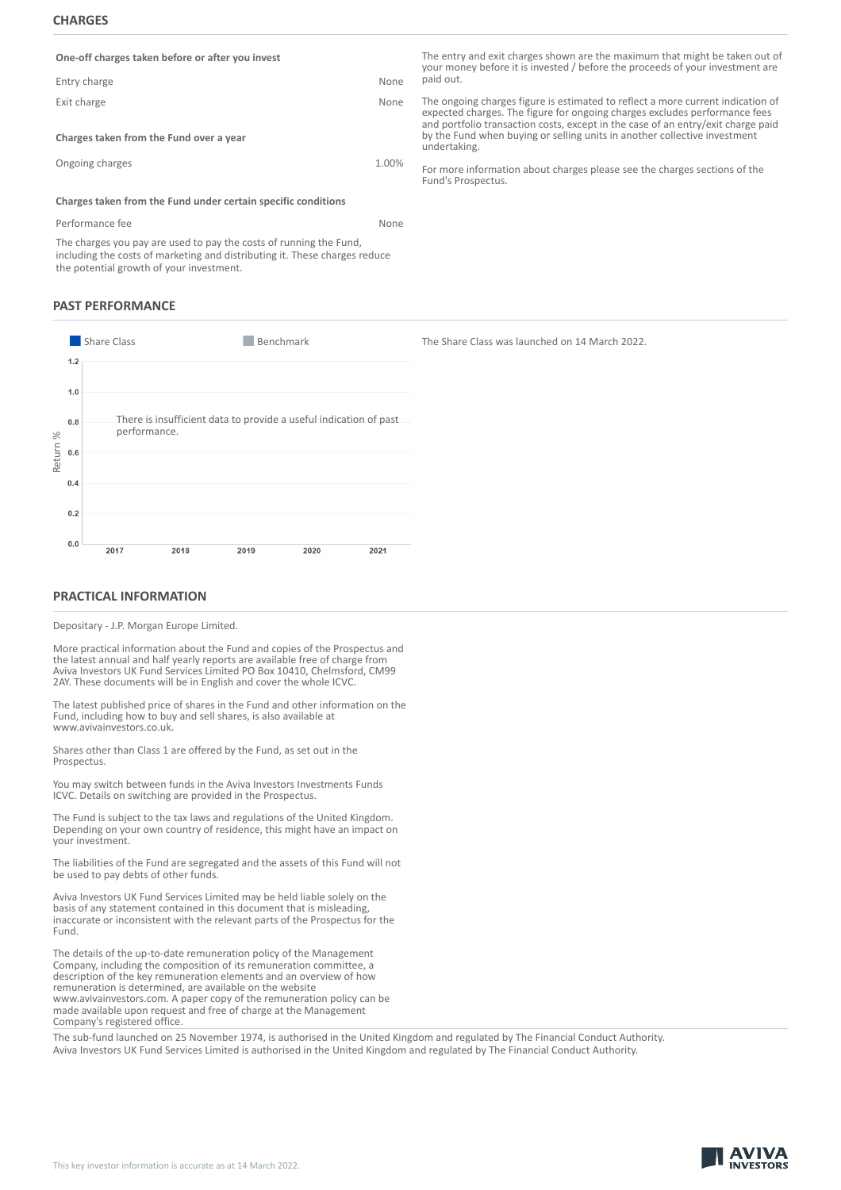## CHARGES

| One-off charges taken before or after you invest | |
|---|---|
| Entry charge | None |
| Exit charge | None |
| **Charges taken from the Fund over a year** | |
| Ongoing charges | 1.00% |
| **Charges taken from the Fund under certain specific conditions** | |
| Performance fee | None |

The charges you pay are used to pay the costs of running the Fund, including the costs of marketing and distributing it. These charges reduce the potential growth of your investment.

The entry and exit charges shown are the maximum that might be taken out of your money before it is invested / before the proceeds of your investment are paid out.

The ongoing charges figure is estimated to reflect a more current indication of expected charges. The figure for ongoing charges excludes performance fees and portfolio transaction costs, except in the case of an entry/exit charge paid by the Fund when buying or selling units in another collective investment undertaking.

For more information about charges please see the charges sections of the Fund's Prospectus.

## PAST PERFORMANCE

Share Class
Benchmark

Return %

1.2
1.0
0.8
0.6
0.4
0.2
0.0

2017
2018
2019
2020
2021

There is insufficient data to provide a useful indication of past performance.

The Share Class was launched on 14 March 2022.

## PRACTICAL INFORMATION

Depositary - J.P. Morgan Europe Limited.

More practical information about the Fund and copies of the Prospectus and the latest annual and half yearly reports are available free of charge from Aviva Investors UK Fund Services Limited PO Box 10410, Chelmsford, CM99 2AY. These documents will be in English and cover the whole ICVC.

The latest published price of shares in the Fund and other information on the Fund, including how to buy and sell shares, is also available at www.avivainvestors.co.uk.

Shares other than Class 1 are offered by the Fund, as set out in the Prospectus.

You may switch between funds in the Aviva Investors Investments Funds ICVC. Details on switching are provided in the Prospectus.

The Fund is subject to the tax laws and regulations of the United Kingdom. Depending on your own country of residence, this might have an impact on your investment.

The liabilities of the Fund are segregated and the assets of this Fund will not be used to pay debts of other funds.

Aviva Investors UK Fund Services Limited may be held liable solely on the basis of any statement contained in this document that is misleading, inaccurate or inconsistent with the relevant parts of the Prospectus for the Fund.

The details of the up-to-date remuneration policy of the Management Company, including the composition of its remuneration committee, a description of the key remuneration elements and an overview of how remuneration is determined, are available on the website www.avivainvestors.com. A paper copy of the remuneration policy can be made available upon request and free of charge at the Management Company's registered office.

The sub-fund launched on 25 November 1974, is authorised in the United Kingdom and regulated by The Financial Conduct Authority.
Aviva Investors UK Fund Services Limited is authorised in the United Kingdom and regulated by The Financial Conduct Authority.

This key investor information is accurate as at 14 March 2022.